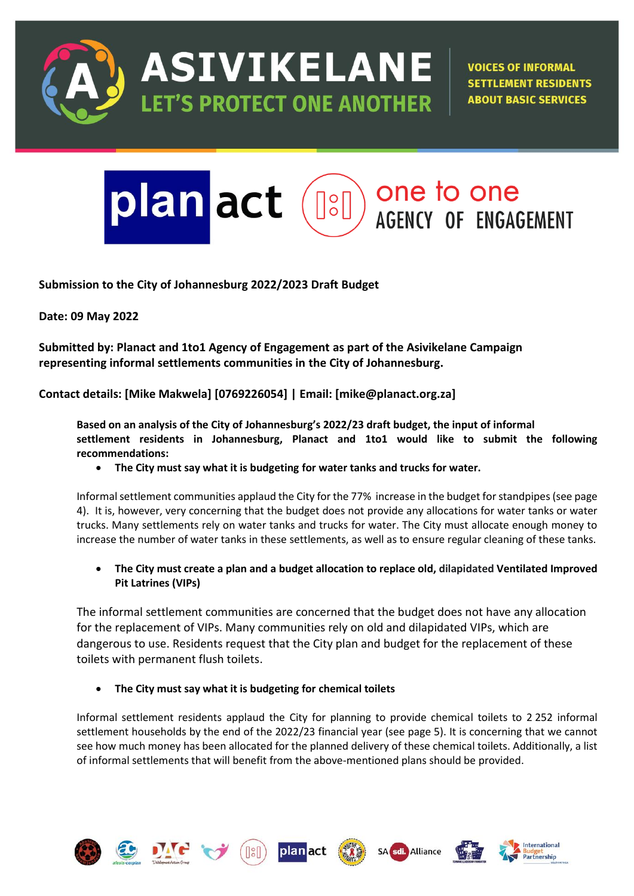# ASIVIKELANE

## LET'S PROTECT ONE ANOTHER

VOICES OF INFORMAL SETTLEMENT RESIDENTS ABOUT BASIC SERVICES

planact | one to one AGENCY OF ENGAGEMENT

**Submission to the City of Johannesburg 2022/2023 Draft Budget**

**Date: 09 May 2022**

**Submitted by: Planact and 1to1 Agency of Engagement as part of the Asivikelane Campaign representing informal settlements communities in the City of Johannesburg.**

**Contact details: [Mike Makwela] [0769226054] | Email: [mike@planact.org.za]**

**Based on an analysis of the City of Johannesburg's 2022/23 draft budget, the input of informal settlement residents in Johannesburg, Planact and 1to1 would like to submit the following recommendations:**

- **The City must say what it is budgeting for water tanks and trucks for water.**

Informal settlement communities applaud the City for the 77% increase in the budget for standpipes (see page 4). It is, however, very concerning that the budget does not provide any allocations for water tanks or water trucks. Many settlements rely on water tanks and trucks for water. The City must allocate enough money to increase the number of water tanks in these settlements, as well as to ensure regular cleaning of these tanks.

- **The City must create a plan and a budget allocation to replace old, dilapidated Ventilated Improved Pit Latrines (VIPs)**

The informal settlement communities are concerned that the budget does not have any allocation for the replacement of VIPs. Many communities rely on old and dilapidated VIPs, which are dangerous to use. Residents request that the City plan and budget for the replacement of these toilets with permanent flush toilets.

- **The City must say what it is budgeting for chemical toilets**

Informal settlement residents applaud the City for planning to provide chemical toilets to 2 252 informal settlement households by the end of the 2022/23 financial year (see page 5). It is concerning that we cannot see how much money has been allocated for the planned delivery of these chemical toilets. Additionally, a list of informal settlements that will benefit from the above-mentioned plans should be provided.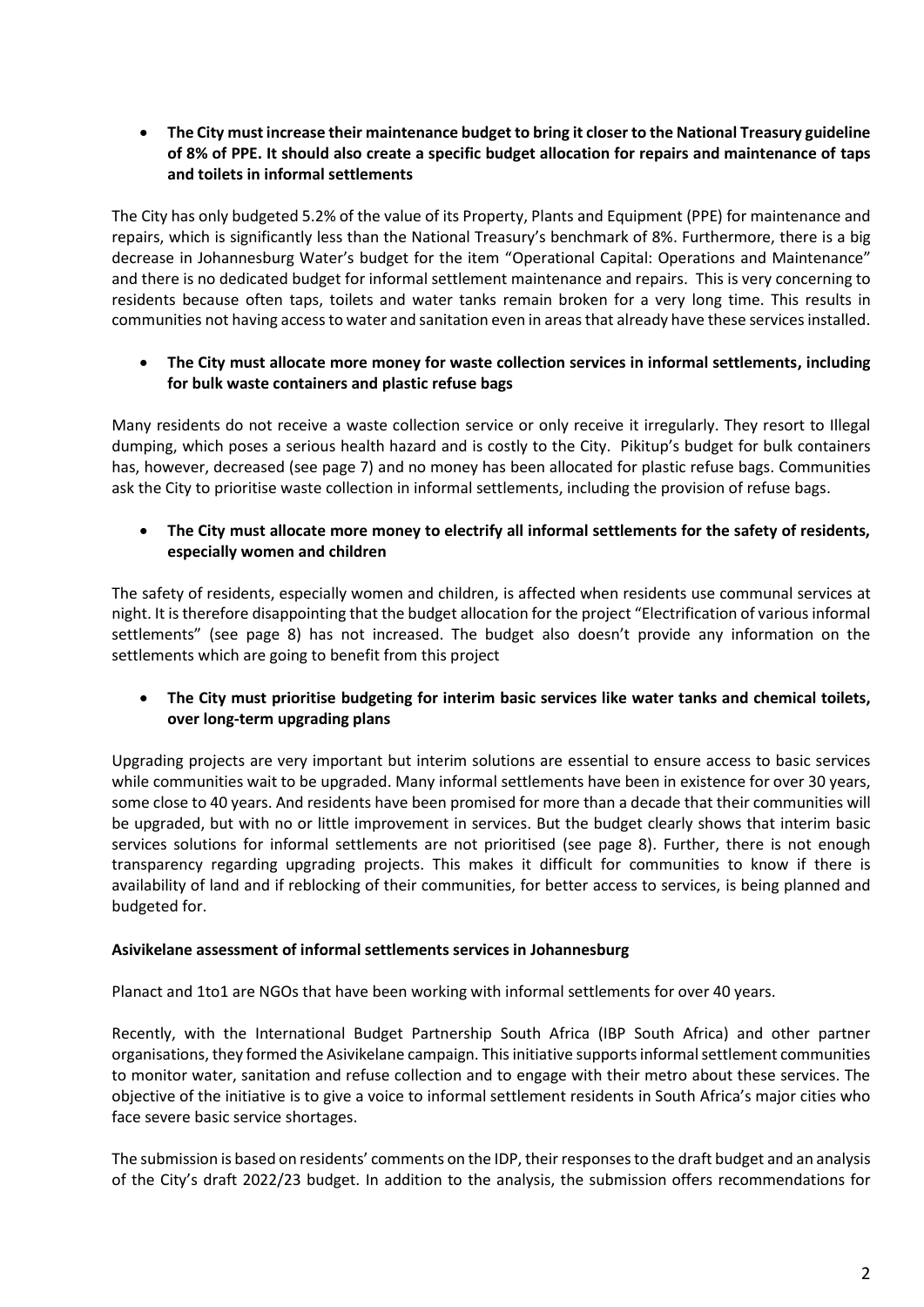- **The City must increase their maintenance budget to bring it closer to the National Treasury guideline of 8% of PPE. It should also create a specific budget allocation for repairs and maintenance of taps and toilets in informal settlements**

The City has only budgeted 5.2% of the value of its Property, Plants and Equipment (PPE) for maintenance and repairs, which is significantly less than the National Treasury's benchmark of 8%. Furthermore, there is a big decrease in Johannesburg Water's budget for the item "Operational Capital: Operations and Maintenance" and there is no dedicated budget for informal settlement maintenance and repairs. This is very concerning to residents because often taps, toilets and water tanks remain broken for a very long time. This results in communities not having access to water and sanitation even in areas that already have these services installed.

- **The City must allocate more money for waste collection services in informal settlements, including for bulk waste containers and plastic refuse bags**

Many residents do not receive a waste collection service or only receive it irregularly. They resort to Illegal dumping, which poses a serious health hazard and is costly to the City. Pikitup's budget for bulk containers has, however, decreased (see page 7) and no money has been allocated for plastic refuse bags. Communities ask the City to prioritise waste collection in informal settlements, including the provision of refuse bags.

- **The City must allocate more money to electrify all informal settlements for the safety of residents, especially women and children**

The safety of residents, especially women and children, is affected when residents use communal services at night. It is therefore disappointing that the budget allocation for the project "Electrification of various informal settlements" (see page 8) has not increased. The budget also doesn't provide any information on the settlements which are going to benefit from this project

- **The City must prioritise budgeting for interim basic services like water tanks and chemical toilets, over long-term upgrading plans**

Upgrading projects are very important but interim solutions are essential to ensure access to basic services while communities wait to be upgraded. Many informal settlements have been in existence for over 30 years, some close to 40 years. And residents have been promised for more than a decade that their communities will be upgraded, but with no or little improvement in services. But the budget clearly shows that interim basic services solutions for informal settlements are not prioritised (see page 8). Further, there is not enough transparency regarding upgrading projects. This makes it difficult for communities to know if there is availability of land and if reblocking of their communities, for better access to services, is being planned and budgeted for.

**Asivikelane assessment of informal settlements services in Johannesburg**

Planact and 1to1 are NGOs that have been working with informal settlements for over 40 years.

Recently, with the International Budget Partnership South Africa (IBP South Africa) and other partner organisations, they formed the Asivikelane campaign. This initiative supports informal settlement communities to monitor water, sanitation and refuse collection and to engage with their metro about these services. The objective of the initiative is to give a voice to informal settlement residents in South Africa's major cities who face severe basic service shortages.

The submission is based on residents' comments on the IDP, their responses to the draft budget and an analysis of the City's draft 2022/23 budget. In addition to the analysis, the submission offers recommendations for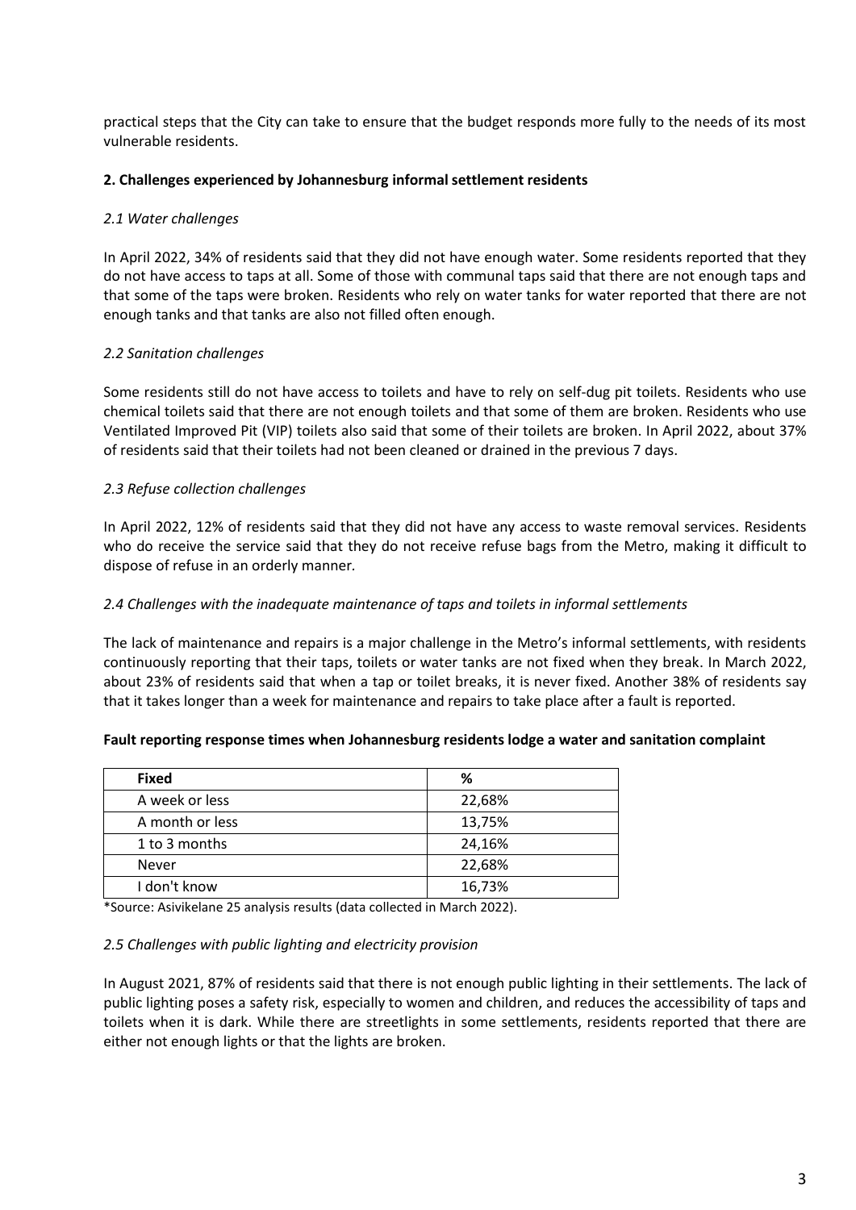practical steps that the City can take to ensure that the budget responds more fully to the needs of its most vulnerable residents.

## 2. Challenges experienced by Johannesburg informal settlement residents

### *2.1 Water challenges*

In April 2022, 34% of residents said that they did not have enough water. Some residents reported that they do not have access to taps at all. Some of those with communal taps said that there are not enough taps and that some of the taps were broken. Residents who rely on water tanks for water reported that there are not enough tanks and that tanks are also not filled often enough.

### *2.2 Sanitation challenges*

Some residents still do not have access to toilets and have to rely on self-dug pit toilets. Residents who use chemical toilets said that there are not enough toilets and that some of them are broken. Residents who use Ventilated Improved Pit (VIP) toilets also said that some of their toilets are broken. In April 2022, about 37% of residents said that their toilets had not been cleaned or drained in the previous 7 days.

### *2.3 Refuse collection challenges*

In April 2022, 12% of residents said that they did not have any access to waste removal services. Residents who do receive the service said that they do not receive refuse bags from the Metro, making it difficult to dispose of refuse in an orderly manner.

### *2.4 Challenges with the inadequate maintenance of taps and toilets in informal settlements*

The lack of maintenance and repairs is a major challenge in the Metro's informal settlements, with residents continuously reporting that their taps, toilets or water tanks are not fixed when they break. In March 2022, about 23% of residents said that when a tap or toilet breaks, it is never fixed. Another 38% of residents say that it takes longer than a week for maintenance and repairs to take place after a fault is reported.

**Fault reporting response times when Johannesburg residents lodge a water and sanitation complaint**

| Fixed | % |
|---|---|
| A week or less | 22,68% |
| A month or less | 13,75% |
| 1 to 3 months | 24,16% |
| Never | 22,68% |
| I don't know | 16,73% |

*Source: Asivikelane 25 analysis results (data collected in March 2022).

### *2.5 Challenges with public lighting and electricity provision*

In August 2021, 87% of residents said that there is not enough public lighting in their settlements. The lack of public lighting poses a safety risk, especially to women and children, and reduces the accessibility of taps and toilets when it is dark. While there are streetlights in some settlements, residents reported that there are either not enough lights or that the lights are broken.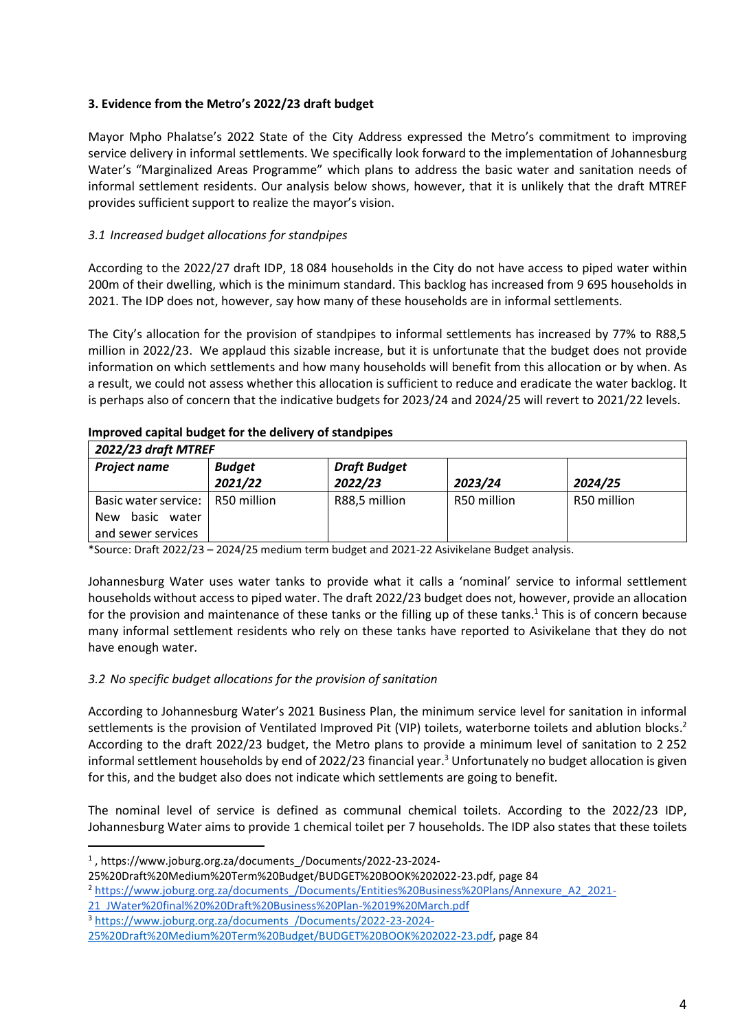**3. Evidence from the Metro's 2022/23 draft budget**

Mayor Mpho Phalatse's 2022 State of the City Address expressed the Metro's commitment to improving service delivery in informal settlements. We specifically look forward to the implementation of Johannesburg Water's "Marginalized Areas Programme" which plans to address the basic water and sanitation needs of informal settlement residents. Our analysis below shows, however, that it is unlikely that the draft MTREF provides sufficient support to realize the mayor's vision.

*3.1 Increased budget allocations for standpipes*

According to the 2022/27 draft IDP, 18 084 households in the City do not have access to piped water within 200m of their dwelling, which is the minimum standard. This backlog has increased from 9 695 households in 2021. The IDP does not, however, say how many of these households are in informal settlements.

The City's allocation for the provision of standpipes to informal settlements has increased by 77% to R88,5 million in 2022/23. We applaud this sizable increase, but it is unfortunate that the budget does not provide information on which settlements and how many households will benefit from this allocation or by when. As a result, we could not assess whether this allocation is sufficient to reduce and eradicate the water backlog. It is perhaps also of concern that the indicative budgets for 2023/24 and 2024/25 will revert to 2021/22 levels.

**Improved capital budget for the delivery of standpipes**

| ***2022/23 draft MTREF*** | | | | |
|---|---|---|---|---|
| ***Project name*** | ***Budget 2021/22*** | ***Draft Budget 2022/23*** | ***2023/24*** | ***2024/25*** |
| Basic water service: New basic water and sewer services | R50 million | R88,5 million | R50 million | R50 million |

*Source: Draft 2022/23 – 2024/25 medium term budget and 2021-22 Asivikelane Budget analysis.

Johannesburg Water uses water tanks to provide what it calls a 'nominal' service to informal settlement households without access to piped water. The draft 2022/23 budget does not, however, provide an allocation for the provision and maintenance of these tanks or the filling up of these tanks.[1] This is of concern because many informal settlement residents who rely on these tanks have reported to Asivikelane that they do not have enough water.

*3.2 No specific budget allocations for the provision of sanitation*

According to Johannesburg Water's 2021 Business Plan, the minimum service level for sanitation in informal settlements is the provision of Ventilated Improved Pit (VIP) toilets, waterborne toilets and ablution blocks.[2] According to the draft 2022/23 budget, the Metro plans to provide a minimum level of sanitation to 2 252 informal settlement households by end of 2022/23 financial year.[3] Unfortunately no budget allocation is given for this, and the budget also does not indicate which settlements are going to benefit.

The nominal level of service is defined as communal chemical toilets. According to the 2022/23 IDP, Johannesburg Water aims to provide 1 chemical toilet per 7 households. The IDP also states that these toilets

---

[1] , https://www.joburg.org.za/documents_/Documents/2022-23-2024-25%20Draft%20Medium%20Term%20Budget/BUDGET%20BOOK%202022-23.pdf, page 84

[2] https://www.joburg.org.za/documents_/Documents/Entities%20Business%20Plans/Annexure_A2_2021-21_JWater%20final%20%20Draft%20Business%20Plan-%2019%20March.pdf

[3] https://www.joburg.org.za/documents_/Documents/2022-23-2024-25%20Draft%20Medium%20Term%20Budget/BUDGET%20BOOK%202022-23.pdf, page 84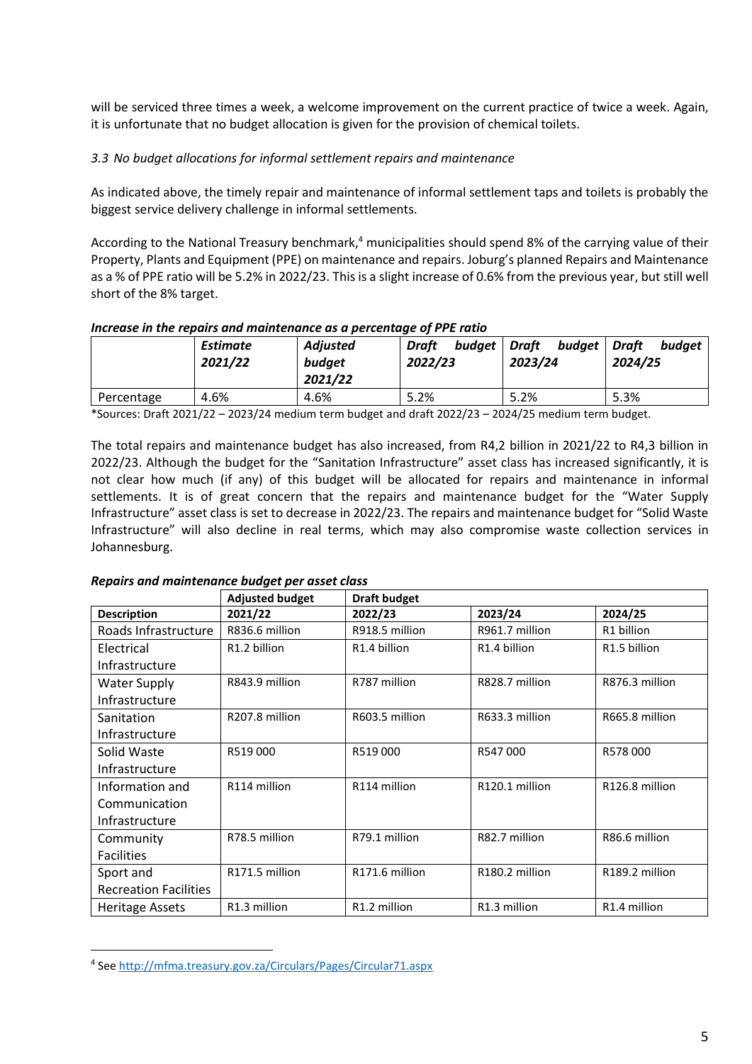will be serviced three times a week, a welcome improvement on the current practice of twice a week. Again, it is unfortunate that no budget allocation is given for the provision of chemical toilets.

### *3.3 No budget allocations for informal settlement repairs and maintenance*

As indicated above, the timely repair and maintenance of informal settlement taps and toilets is probably the biggest service delivery challenge in informal settlements.

According to the National Treasury benchmark,[4] municipalities should spend 8% of the carrying value of their Property, Plants and Equipment (PPE) on maintenance and repairs. Joburg's planned Repairs and Maintenance as a % of PPE ratio will be 5.2% in 2022/23. This is a slight increase of 0.6% from the previous year, but still well short of the 8% target.

***Increase in the repairs and maintenance as a percentage of PPE ratio***

| | *Estimate 2021/22* | *Adjusted budget 2021/22* | *Draft budget 2022/23* | *Draft budget 2023/24* | *Draft budget 2024/25* |
|---|---|---|---|---|---|
| Percentage | 4.6% | 4.6% | 5.2% | 5.2% | 5.3% |

*Sources: Draft 2021/22 – 2023/24 medium term budget and draft 2022/23 – 2024/25 medium term budget.

The total repairs and maintenance budget has also increased, from R4,2 billion in 2021/22 to R4,3 billion in 2022/23. Although the budget for the "Sanitation Infrastructure" asset class has increased significantly, it is not clear how much (if any) of this budget will be allocated for repairs and maintenance in informal settlements. It is of great concern that the repairs and maintenance budget for the "Water Supply Infrastructure" asset class is set to decrease in 2022/23. The repairs and maintenance budget for "Solid Waste Infrastructure" will also decline in real terms, which may also compromise waste collection services in Johannesburg.

***Repairs and maintenance budget per asset class***

| | **Adjusted budget** | **Draft budget** | | |
|---|---|---|---|---|
| **Description** | **2021/22** | **2022/23** | **2023/24** | **2024/25** |
| Roads Infrastructure | R836.6 million | R918.5 million | R961.7 million | R1 billion |
| Electrical Infrastructure | R1.2 billion | R1.4 billion | R1.4 billion | R1.5 billion |
| Water Supply Infrastructure | R843.9 million | R787 million | R828.7 million | R876.3 million |
| Sanitation Infrastructure | R207.8 million | R603.5 million | R633.3 million | R665.8 million |
| Solid Waste Infrastructure | R519 000 | R519 000 | R547 000 | R578 000 |
| Information and Communication Infrastructure | R114 million | R114 million | R120.1 million | R126.8 million |
| Community Facilities | R78.5 million | R79.1 million | R82.7 million | R86.6 million |
| Sport and Recreation Facilities | R171.5 million | R171.6 million | R180.2 million | R189.2 million |
| Heritage Assets | R1.3 million | R1.2 million | R1.3 million | R1.4 million |

[4] See http://mfma.treasury.gov.za/Circulars/Pages/Circular71.aspx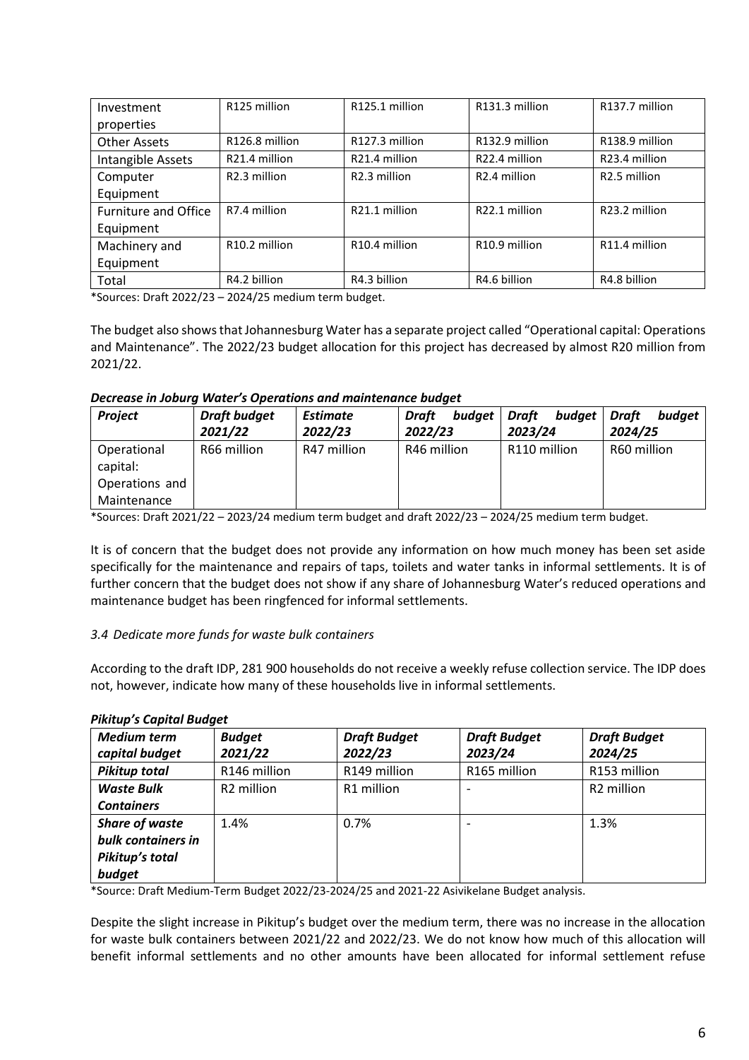| Investment properties | R125 million | R125.1 million | R131.3 million | R137.7 million |
|---|---|---|---|---|
| Other Assets | R126.8 million | R127.3 million | R132.9 million | R138.9 million |
| Intangible Assets | R21.4 million | R21.4 million | R22.4 million | R23.4 million |
| Computer Equipment | R2.3 million | R2.3 million | R2.4 million | R2.5 million |
| Furniture and Office Equipment | R7.4 million | R21.1 million | R22.1 million | R23.2 million |
| Machinery and Equipment | R10.2 million | R10.4 million | R10.9 million | R11.4 million |
| Total | R4.2 billion | R4.3 billion | R4.6 billion | R4.8 billion |

*Sources: Draft 2022/23 – 2024/25 medium term budget.

The budget also shows that Johannesburg Water has a separate project called "Operational capital: Operations and Maintenance". The 2022/23 budget allocation for this project has decreased by almost R20 million from 2021/22.

***Decrease in Joburg Water's Operations and maintenance budget***

| *Project* | *Draft budget 2021/22* | *Estimate 2022/23* | *Draft budget 2022/23* | *Draft budget 2023/24* | *Draft budget 2024/25* |
|---|---|---|---|---|---|
| Operational capital: Operations and Maintenance | R66 million | R47 million | R46 million | R110 million | R60 million |

*Sources: Draft 2021/22 – 2023/24 medium term budget and draft 2022/23 – 2024/25 medium term budget.

It is of concern that the budget does not provide any information on how much money has been set aside specifically for the maintenance and repairs of taps, toilets and water tanks in informal settlements. It is of further concern that the budget does not show if any share of Johannesburg Water's reduced operations and maintenance budget has been ringfenced for informal settlements.

### *3.4 Dedicate more funds for waste bulk containers*

According to the draft IDP, 281 900 households do not receive a weekly refuse collection service. The IDP does not, however, indicate how many of these households live in informal settlements.

***Pikitup's Capital Budget***

| ***Medium term capital budget*** | ***Budget 2021/22*** | ***Draft Budget 2022/23*** | ***Draft Budget 2023/24*** | ***Draft Budget 2024/25*** |
|---|---|---|---|---|
| ***Pikitup total*** | R146 million | R149 million | R165 million | R153 million |
| ***Waste Bulk Containers*** | R2 million | R1 million | - | R2 million |
| ***Share of waste bulk containers in Pikitup's total budget*** | 1.4% | 0.7% | - | 1.3% |

*Source: Draft Medium-Term Budget 2022/23-2024/25 and 2021-22 Asivikelane Budget analysis.

Despite the slight increase in Pikitup's budget over the medium term, there was no increase in the allocation for waste bulk containers between 2021/22 and 2022/23. We do not know how much of this allocation will benefit informal settlements and no other amounts have been allocated for informal settlement refuse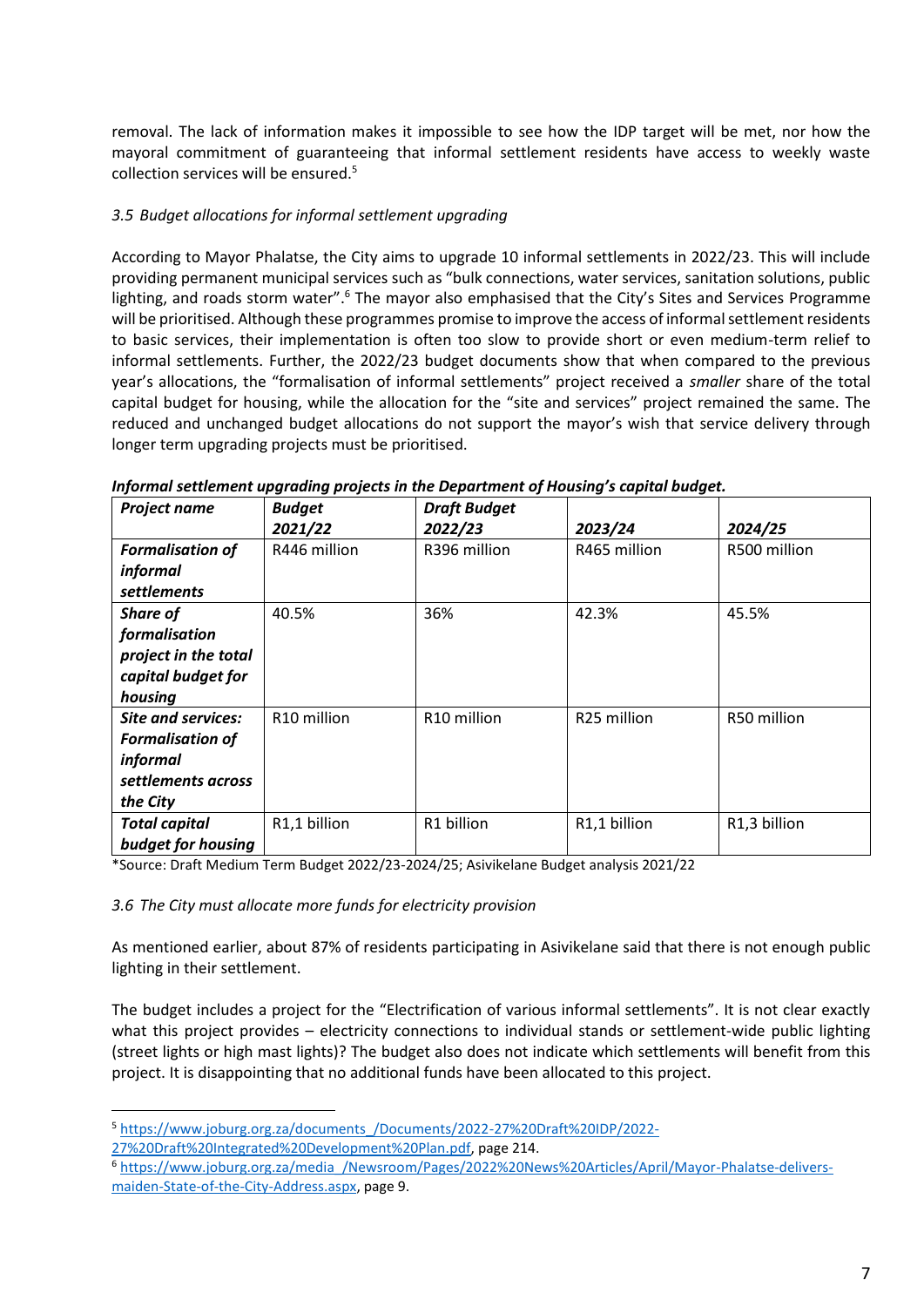removal. The lack of information makes it impossible to see how the IDP target will be met, nor how the mayoral commitment of guaranteeing that informal settlement residents have access to weekly waste collection services will be ensured.[5]

### *3.5 Budget allocations for informal settlement upgrading*

According to Mayor Phalatse, the City aims to upgrade 10 informal settlements in 2022/23. This will include providing permanent municipal services such as "bulk connections, water services, sanitation solutions, public lighting, and roads storm water".[6] The mayor also emphasised that the City's Sites and Services Programme will be prioritised. Although these programmes promise to improve the access of informal settlement residents to basic services, their implementation is often too slow to provide short or even medium-term relief to informal settlements. Further, the 2022/23 budget documents show that when compared to the previous year's allocations, the "formalisation of informal settlements" project received a *smaller* share of the total capital budget for housing, while the allocation for the "site and services" project remained the same. The reduced and unchanged budget allocations do not support the mayor's wish that service delivery through longer term upgrading projects must be prioritised.

***Informal settlement upgrading projects in the Department of Housing's capital budget.***

| ***Project name*** | ***Budget 2021/22*** | ***Draft Budget 2022/23*** | ***2023/24*** | ***2024/25*** |
|---|---|---|---|---|
| ***Formalisation of informal settlements*** | R446 million | R396 million | R465 million | R500 million |
| ***Share of formalisation project in the total capital budget for housing*** | 40.5% | 36% | 42.3% | 45.5% |
| ***Site and services: Formalisation of informal settlements across the City*** | R10 million | R10 million | R25 million | R50 million |
| ***Total capital budget for housing*** | R1,1 billion | R1 billion | R1,1 billion | R1,3 billion |

*Source: Draft Medium Term Budget 2022/23-2024/25; Asivikelane Budget analysis 2021/22

### *3.6 The City must allocate more funds for electricity provision*

As mentioned earlier, about 87% of residents participating in Asivikelane said that there is not enough public lighting in their settlement.

The budget includes a project for the "Electrification of various informal settlements". It is not clear exactly what this project provides – electricity connections to individual stands or settlement-wide public lighting (street lights or high mast lights)? The budget also does not indicate which settlements will benefit from this project. It is disappointing that no additional funds have been allocated to this project.

---

[5] https://www.joburg.org.za/documents_/Documents/2022-27%20Draft%20IDP/2022-27%20Draft%20Integrated%20Development%20Plan.pdf, page 214.

[6] https://www.joburg.org.za/media_/Newsroom/Pages/2022%20News%20Articles/April/Mayor-Phalatse-delivers-maiden-State-of-the-City-Address.aspx, page 9.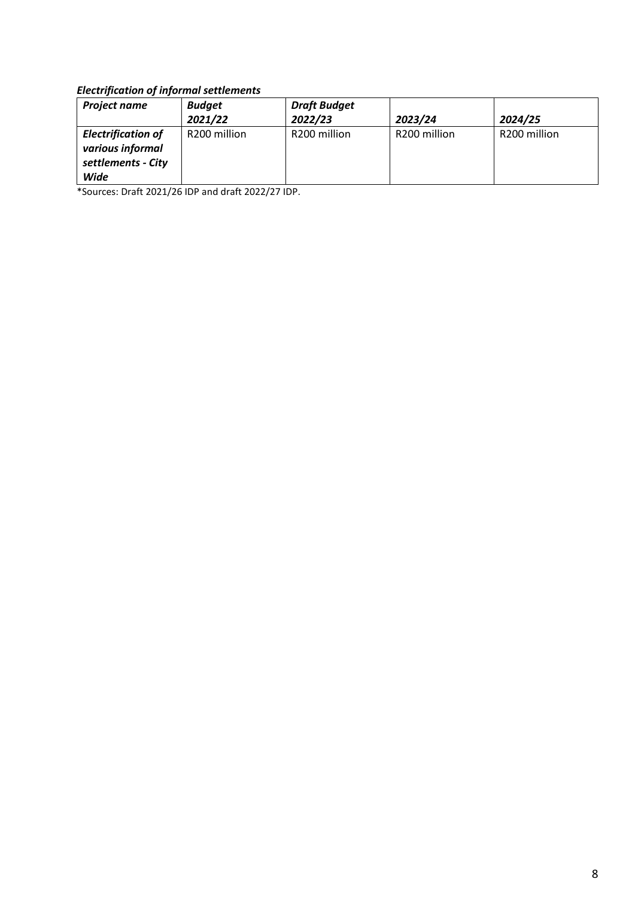***Electrification of informal settlements***

| *Project name* | *Budget 2021/22* | *Draft Budget 2022/23* | *2023/24* | *2024/25* |
|---|---|---|---|---|
| ***Electrification of various informal settlements - City Wide*** | R200 million | R200 million | R200 million | R200 million |

*Sources: Draft 2021/26 IDP and draft 2022/27 IDP.